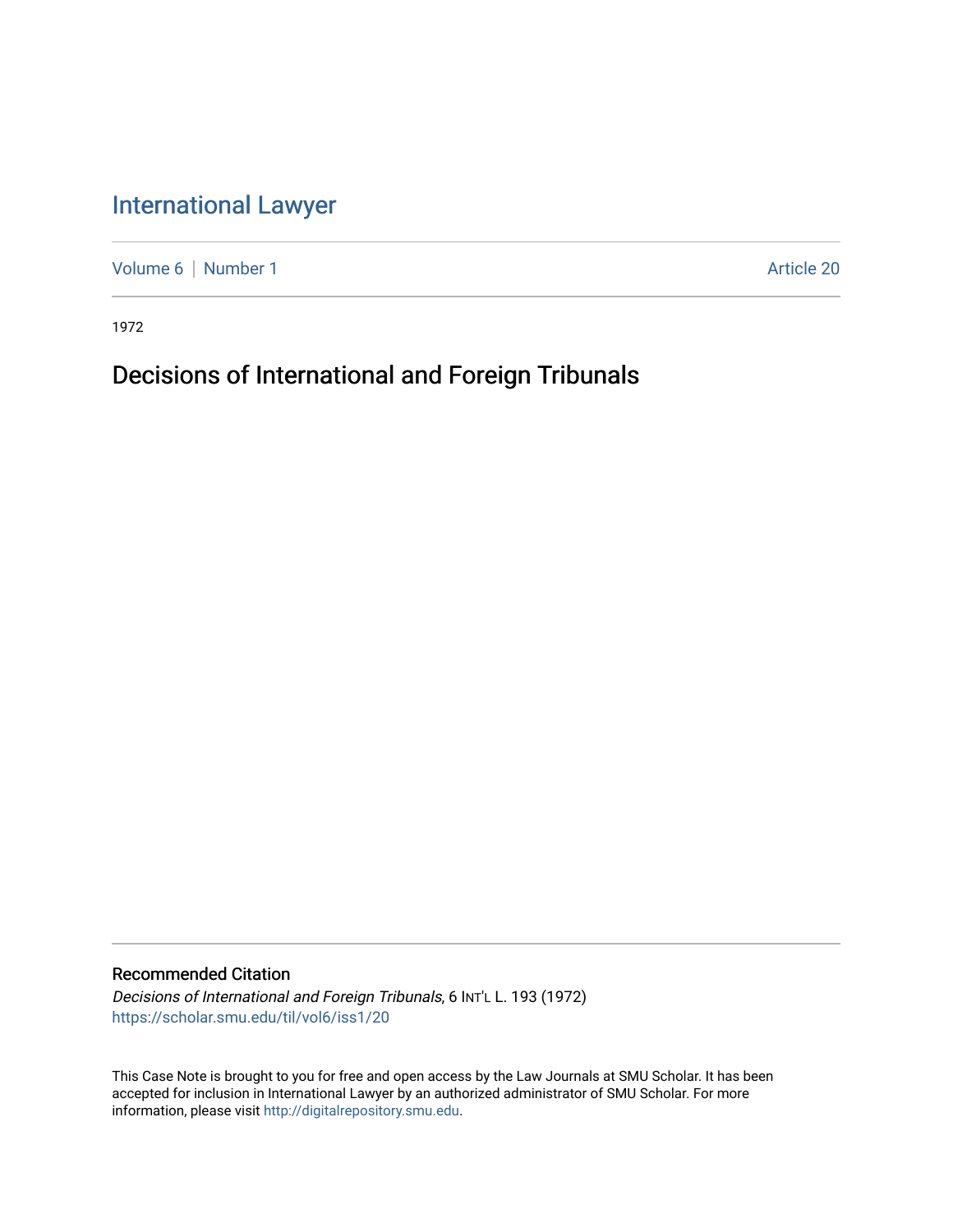# International Lawyer

Volume 6 | Number 1 Article 20

1972

## Decisions of International and Foreign Tribunals

### Recommended Citation

*Decisions of International and Foreign Tribunals*, 6 INT'L L. 193 (1972)
https://scholar.smu.edu/til/vol6/iss1/20

This Case Note is brought to you for free and open access by the Law Journals at SMU Scholar. It has been accepted for inclusion in International Lawyer by an authorized administrator of SMU Scholar. For more information, please visit http://digitalrepository.smu.edu.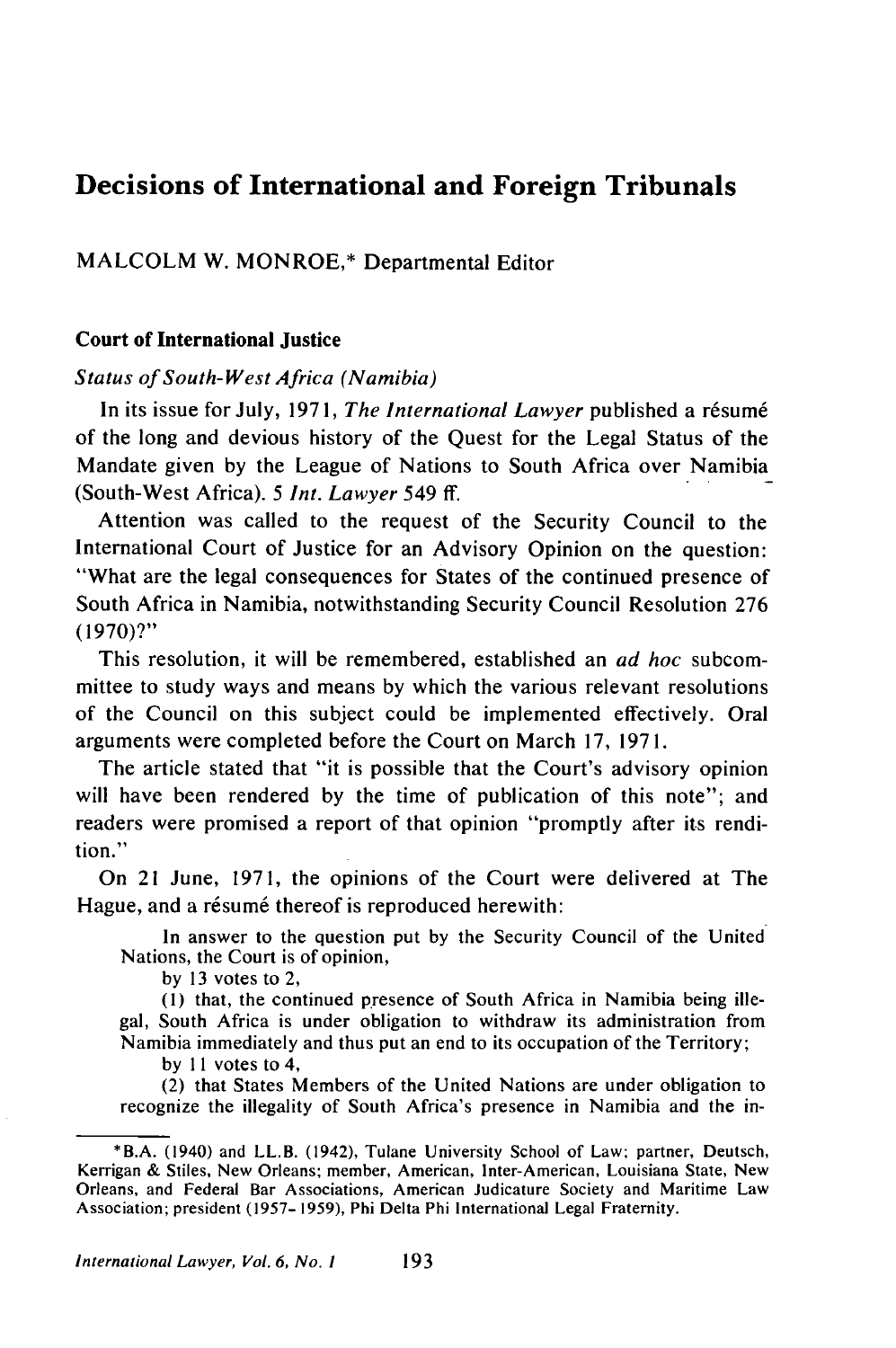# Decisions of International and Foreign Tribunals

MALCOLM W. MONROE,* Departmental Editor

### Court of International Justice

*Status of South-West Africa (Namibia)*

In its issue for July, 1971, *The International Lawyer* published a résumé of the long and devious history of the Quest for the Legal Status of the Mandate given by the League of Nations to South Africa over Namibia (South-West Africa). 5 *Int. Lawyer* 549 ff.

Attention was called to the request of the Security Council to the International Court of Justice for an Advisory Opinion on the question: "What are the legal consequences for States of the continued presence of South Africa in Namibia, notwithstanding Security Council Resolution 276 (1970)?"

This resolution, it will be remembered, established an *ad hoc* subcommittee to study ways and means by which the various relevant resolutions of the Council on this subject could be implemented effectively. Oral arguments were completed before the Court on March 17, 1971.

The article stated that "it is possible that the Court's advisory opinion will have been rendered by the time of publication of this note"; and readers were promised a report of that opinion "promptly after its rendition."

On 21 June, 1971, the opinions of the Court were delivered at The Hague, and a résumé thereof is reproduced herewith:

> In answer to the question put by the Security Council of the United Nations, the Court is of opinion,
>
> by 13 votes to 2,
>
> (1) that, the continued presence of South Africa in Namibia being illegal, South Africa is under obligation to withdraw its administration from Namibia immediately and thus put an end to its occupation of the Territory;
>
> by 11 votes to 4,
>
> (2) that States Members of the United Nations are under obligation to recognize the illegality of South Africa's presence in Namibia and the in-

---

*B.A. (1940) and LL.B. (1942), Tulane University School of Law; partner, Deutsch, Kerrigan & Stiles, New Orleans; member, American, Inter-American, Louisiana State, New Orleans, and Federal Bar Associations, American Judicature Society and Maritime Law Association; president (1957-1959), Phi Delta Phi International Legal Fraternity.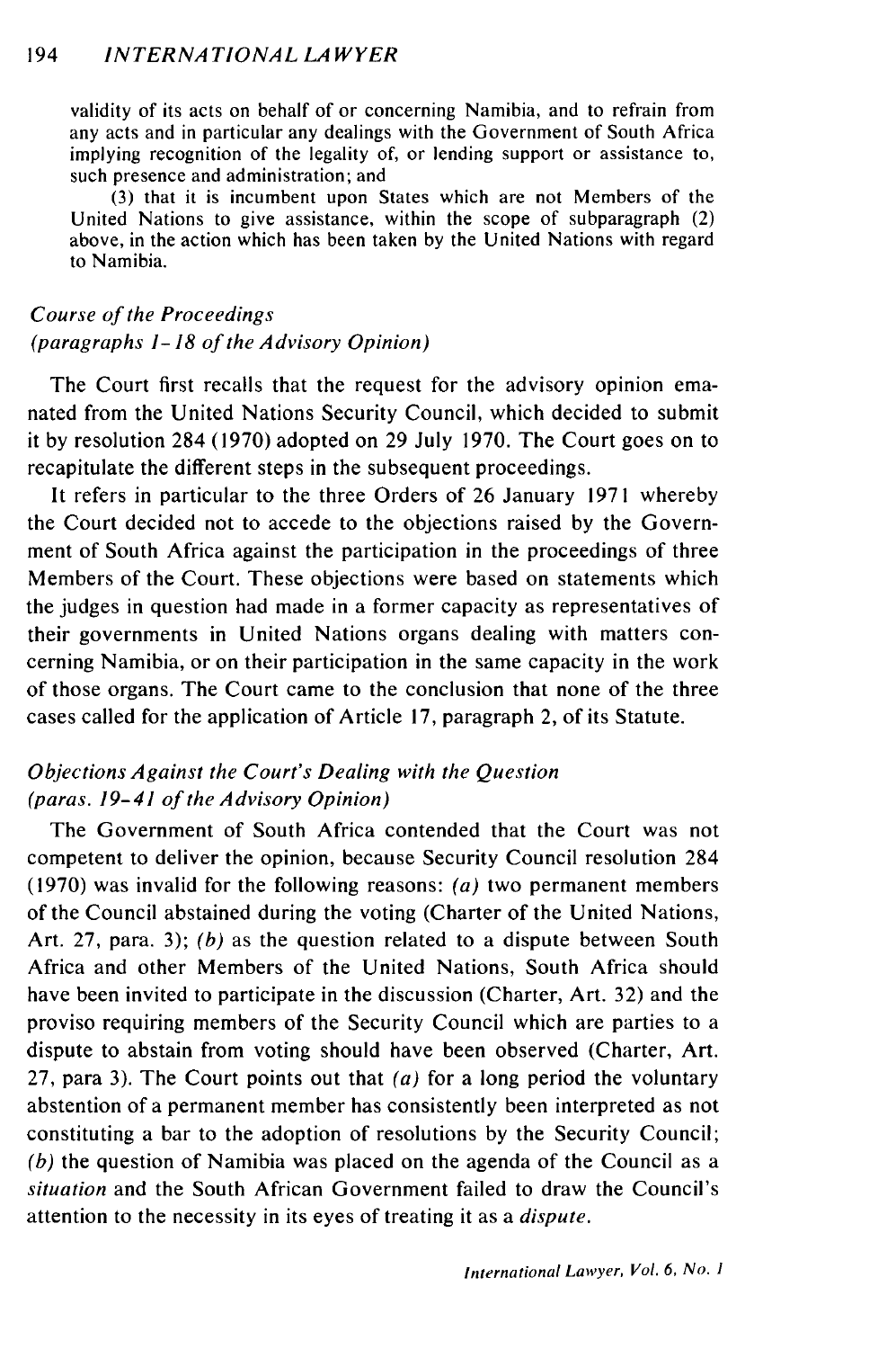validity of its acts on behalf of or concerning Namibia, and to refrain from any acts and in particular any dealings with the Government of South Africa implying recognition of the legality of, or lending support or assistance to, such presence and administration; and

(3) that it is incumbent upon States which are not Members of the United Nations to give assistance, within the scope of subparagraph (2) above, in the action which has been taken by the United Nations with regard to Namibia.

### *Course of the Proceedings (paragraphs 1-18 of the Advisory Opinion)*

The Court first recalls that the request for the advisory opinion emanated from the United Nations Security Council, which decided to submit it by resolution 284 (1970) adopted on 29 July 1970. The Court goes on to recapitulate the different steps in the subsequent proceedings.

It refers in particular to the three Orders of 26 January 1971 whereby the Court decided not to accede to the objections raised by the Government of South Africa against the participation in the proceedings of three Members of the Court. These objections were based on statements which the judges in question had made in a former capacity as representatives of their governments in United Nations organs dealing with matters concerning Namibia, or on their participation in the same capacity in the work of those organs. The Court came to the conclusion that none of the three cases called for the application of Article 17, paragraph 2, of its Statute.

### *Objections Against the Court's Dealing with the Question (paras. 19-41 of the Advisory Opinion)*

The Government of South Africa contended that the Court was not competent to deliver the opinion, because Security Council resolution 284 (1970) was invalid for the following reasons: *(a)* two permanent members of the Council abstained during the voting (Charter of the United Nations, Art. 27, para. 3); *(b)* as the question related to a dispute between South Africa and other Members of the United Nations, South Africa should have been invited to participate in the discussion (Charter, Art. 32) and the proviso requiring members of the Security Council which are parties to a dispute to abstain from voting should have been observed (Charter, Art. 27, para 3). The Court points out that *(a)* for a long period the voluntary abstention of a permanent member has consistently been interpreted as not constituting a bar to the adoption of resolutions by the Security Council; *(b)* the question of Namibia was placed on the agenda of the Council as a *situation* and the South African Government failed to draw the Council's attention to the necessity in its eyes of treating it as a *dispute*.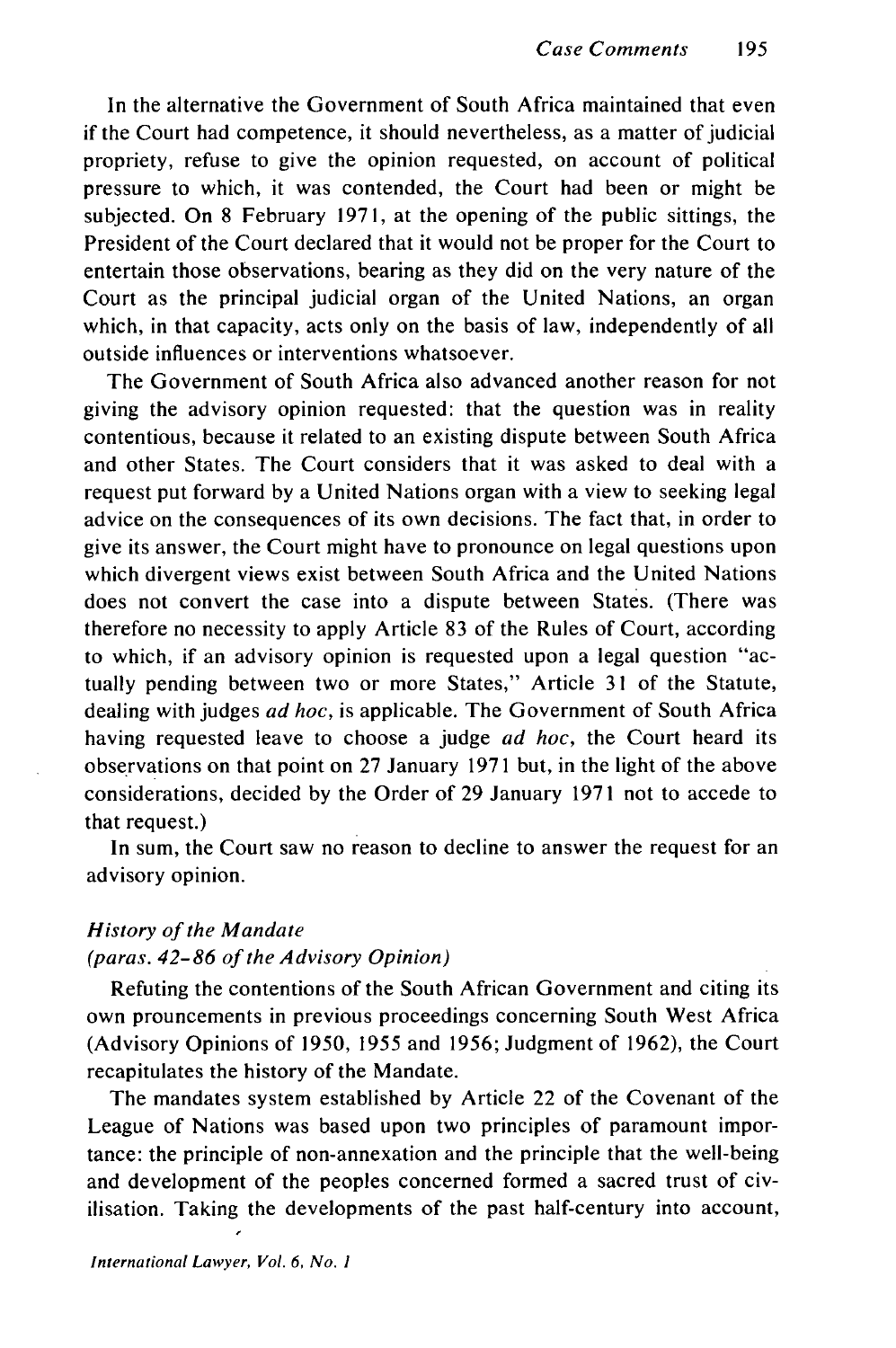In the alternative the Government of South Africa maintained that even if the Court had competence, it should nevertheless, as a matter of judicial propriety, refuse to give the opinion requested, on account of political pressure to which, it was contended, the Court had been or might be subjected. On 8 February 1971, at the opening of the public sittings, the President of the Court declared that it would not be proper for the Court to entertain those observations, bearing as they did on the very nature of the Court as the principal judicial organ of the United Nations, an organ which, in that capacity, acts only on the basis of law, independently of all outside influences or interventions whatsoever.

The Government of South Africa also advanced another reason for not giving the advisory opinion requested: that the question was in reality contentious, because it related to an existing dispute between South Africa and other States. The Court considers that it was asked to deal with a request put forward by a United Nations organ with a view to seeking legal advice on the consequences of its own decisions. The fact that, in order to give its answer, the Court might have to pronounce on legal questions upon which divergent views exist between South Africa and the United Nations does not convert the case into a dispute between States. (There was therefore no necessity to apply Article 83 of the Rules of Court, according to which, if an advisory opinion is requested upon a legal question "actually pending between two or more States," Article 31 of the Statute, dealing with judges *ad hoc*, is applicable. The Government of South Africa having requested leave to choose a judge *ad hoc*, the Court heard its observations on that point on 27 January 1971 but, in the light of the above considerations, decided by the Order of 29 January 1971 not to accede to that request.)

In sum, the Court saw no reason to decline to answer the request for an advisory opinion.

*History of the Mandate*
*(paras. 42–86 of the Advisory Opinion)*

Refuting the contentions of the South African Government and citing its own prounouncements in previous proceedings concerning South West Africa (Advisory Opinions of 1950, 1955 and 1956; Judgment of 1962), the Court recapitulates the history of the Mandate.

The mandates system established by Article 22 of the Covenant of the League of Nations was based upon two principles of paramount importance: the principle of non-annexation and the principle that the well-being and development of the peoples concerned formed a sacred trust of civilisation. Taking the developments of the past half-century into account,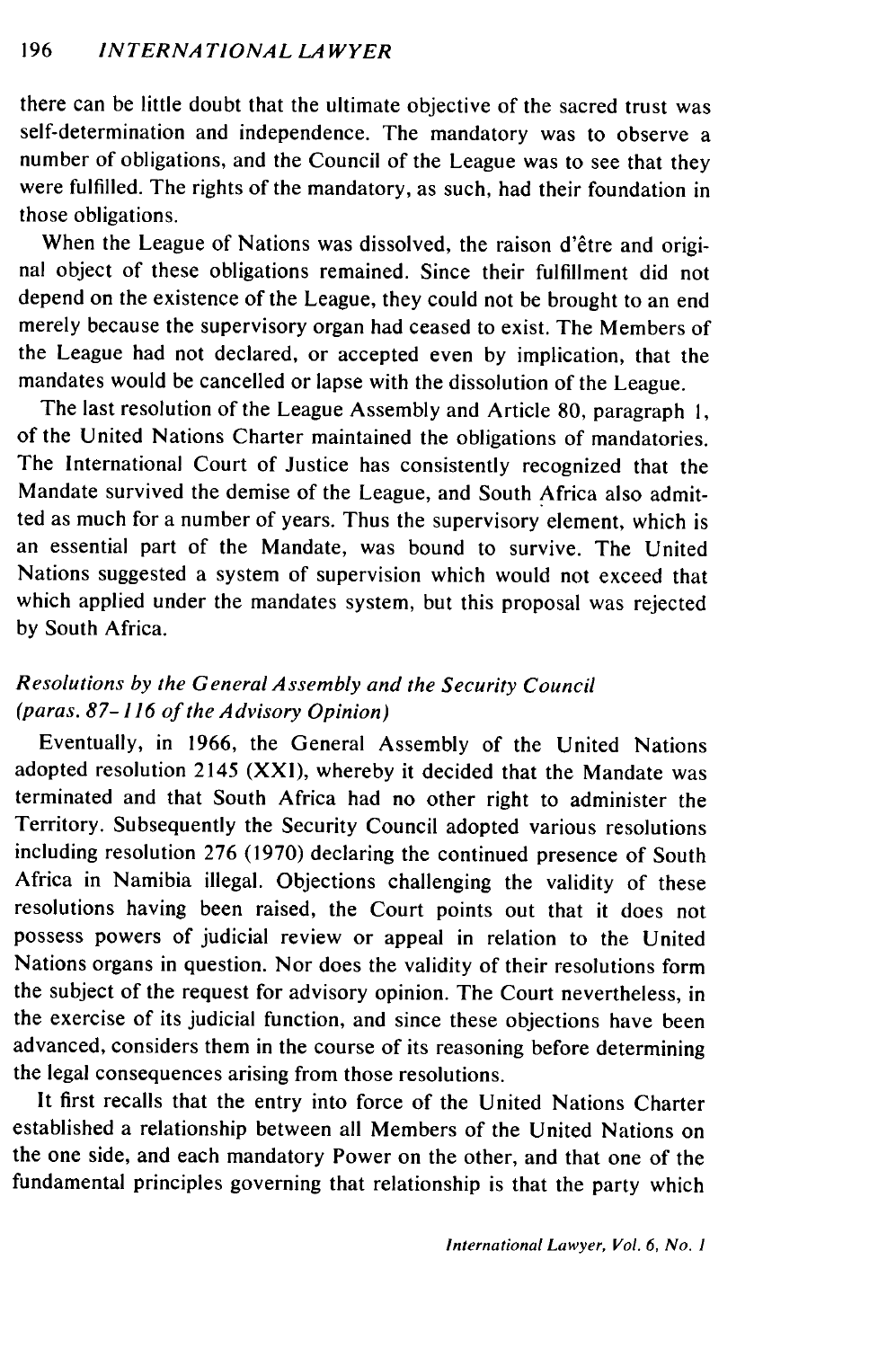there can be little doubt that the ultimate objective of the sacred trust was self-determination and independence. The mandatory was to observe a number of obligations, and the Council of the League was to see that they were fulfilled. The rights of the mandatory, as such, had their foundation in those obligations.

When the League of Nations was dissolved, the raison d'être and original object of these obligations remained. Since their fulfillment did not depend on the existence of the League, they could not be brought to an end merely because the supervisory organ had ceased to exist. The Members of the League had not declared, or accepted even by implication, that the mandates would be cancelled or lapse with the dissolution of the League.

The last resolution of the League Assembly and Article 80, paragraph 1, of the United Nations Charter maintained the obligations of mandatories. The International Court of Justice has consistently recognized that the Mandate survived the demise of the League, and South Africa also admitted as much for a number of years. Thus the supervisory element, which is an essential part of the Mandate, was bound to survive. The United Nations suggested a system of supervision which would not exceed that which applied under the mandates system, but this proposal was rejected by South Africa.

*Resolutions by the General Assembly and the Security Council (paras. 87-116 of the Advisory Opinion)*

Eventually, in 1966, the General Assembly of the United Nations adopted resolution 2145 (XXI), whereby it decided that the Mandate was terminated and that South Africa had no other right to administer the Territory. Subsequently the Security Council adopted various resolutions including resolution 276 (1970) declaring the continued presence of South Africa in Namibia illegal. Objections challenging the validity of these resolutions having been raised, the Court points out that it does not possess powers of judicial review or appeal in relation to the United Nations organs in question. Nor does the validity of their resolutions form the subject of the request for advisory opinion. The Court nevertheless, in the exercise of its judicial function, and since these objections have been advanced, considers them in the course of its reasoning before determining the legal consequences arising from those resolutions.

It first recalls that the entry into force of the United Nations Charter established a relationship between all Members of the United Nations on the one side, and each mandatory Power on the other, and that one of the fundamental principles governing that relationship is that the party which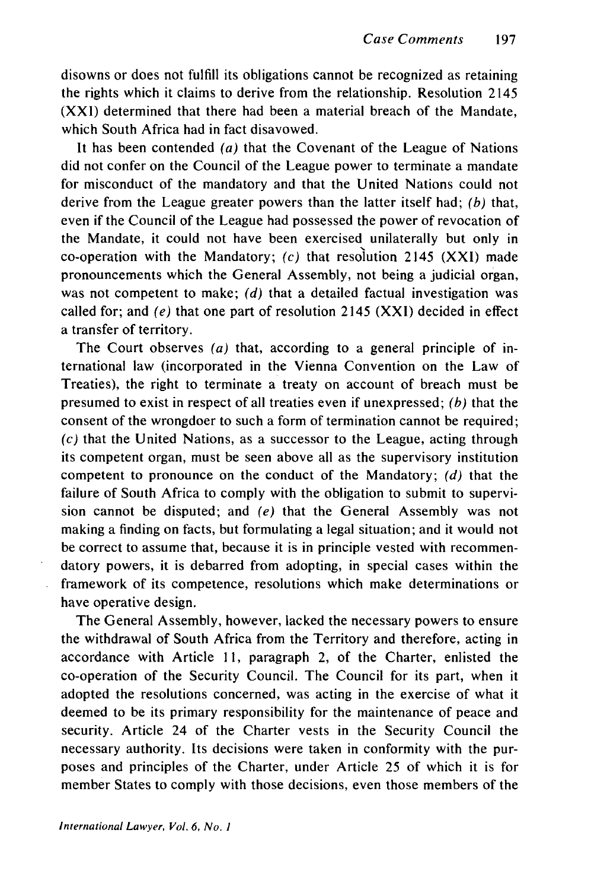disowns or does not fulfill its obligations cannot be recognized as retaining the rights which it claims to derive from the relationship. Resolution 2145 (XXI) determined that there had been a material breach of the Mandate, which South Africa had in fact disavowed.

It has been contended *(a)* that the Covenant of the League of Nations did not confer on the Council of the League power to terminate a mandate for misconduct of the mandatory and that the United Nations could not derive from the League greater powers than the latter itself had; *(b)* that, even if the Council of the League had possessed the power of revocation of the Mandate, it could not have been exercised unilaterally but only in co-operation with the Mandatory; *(c)* that resolution 2145 (XXI) made pronouncements which the General Assembly, not being a judicial organ, was not competent to make; *(d)* that a detailed factual investigation was called for; and *(e)* that one part of resolution 2145 (XXI) decided in effect a transfer of territory.

The Court observes *(a)* that, according to a general principle of international law (incorporated in the Vienna Convention on the Law of Treaties), the right to terminate a treaty on account of breach must be presumed to exist in respect of all treaties even if unexpressed; *(b)* that the consent of the wrongdoer to such a form of termination cannot be required; *(c)* that the United Nations, as a successor to the League, acting through its competent organ, must be seen above all as the supervisory institution competent to pronounce on the conduct of the Mandatory; *(d)* that the failure of South Africa to comply with the obligation to submit to supervision cannot be disputed; and *(e)* that the General Assembly was not making a finding on facts, but formulating a legal situation; and it would not be correct to assume that, because it is in principle vested with recommendatory powers, it is debarred from adopting, in special cases within the framework of its competence, resolutions which make determinations or have operative design.

The General Assembly, however, lacked the necessary powers to ensure the withdrawal of South Africa from the Territory and therefore, acting in accordance with Article 11, paragraph 2, of the Charter, enlisted the co-operation of the Security Council. The Council for its part, when it adopted the resolutions concerned, was acting in the exercise of what it deemed to be its primary responsibility for the maintenance of peace and security. Article 24 of the Charter vests in the Security Council the necessary authority. Its decisions were taken in conformity with the purposes and principles of the Charter, under Article 25 of which it is for member States to comply with those decisions, even those members of the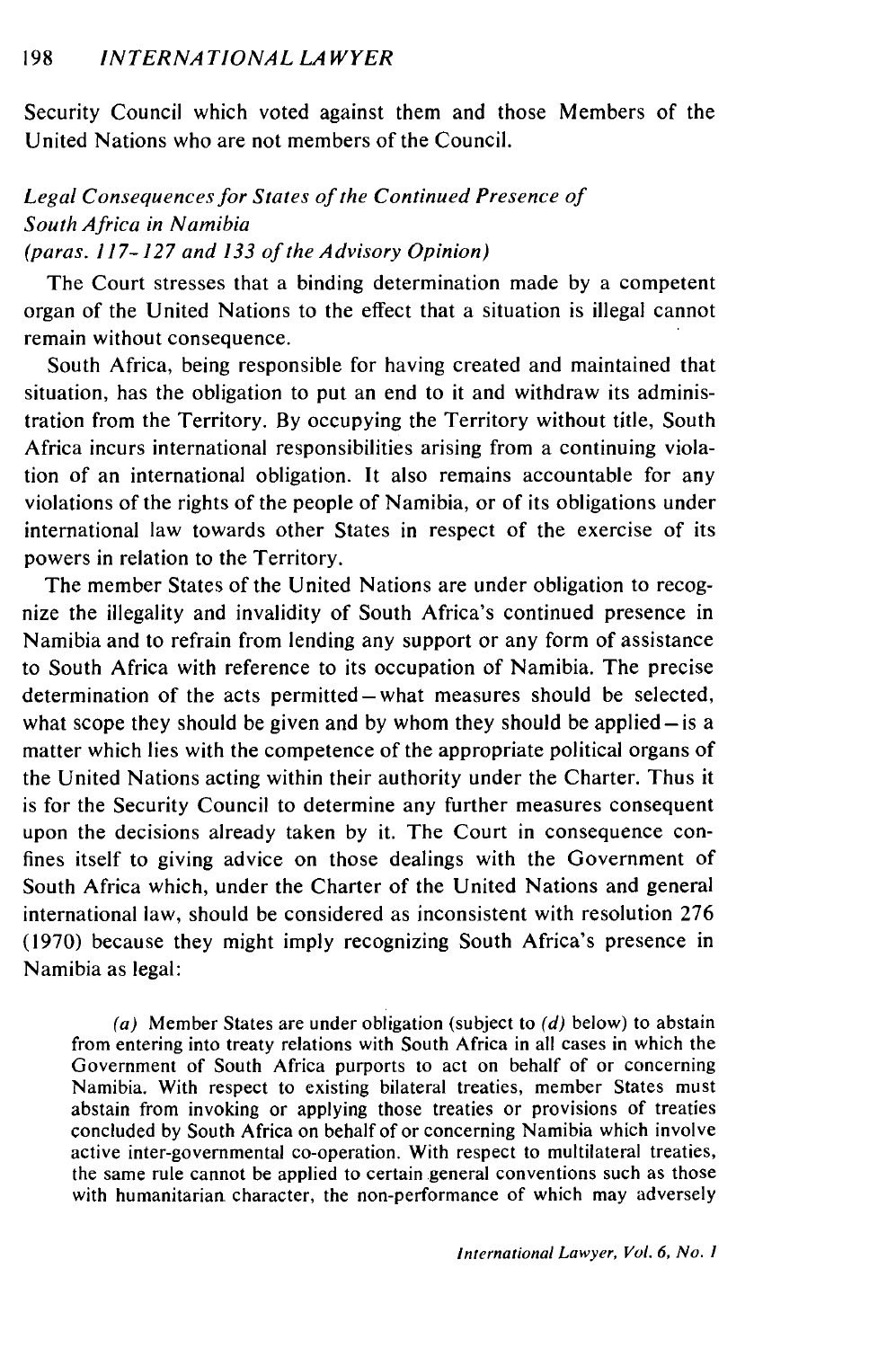Security Council which voted against them and those Members of the United Nations who are not members of the Council.

### *Legal Consequences for States of the Continued Presence of South Africa in Namibia (paras. 117-127 and 133 of the Advisory Opinion)*

The Court stresses that a binding determination made by a competent organ of the United Nations to the effect that a situation is illegal cannot remain without consequence.

South Africa, being responsible for having created and maintained that situation, has the obligation to put an end to it and withdraw its administration from the Territory. By occupying the Territory without title, South Africa incurs international responsibilities arising from a continuing violation of an international obligation. It also remains accountable for any violations of the rights of the people of Namibia, or of its obligations under international law towards other States in respect of the exercise of its powers in relation to the Territory.

The member States of the United Nations are under obligation to recognize the illegality and invalidity of South Africa's continued presence in Namibia and to refrain from lending any support or any form of assistance to South Africa with reference to its occupation of Namibia. The precise determination of the acts permitted—what measures should be selected, what scope they should be given and by whom they should be applied—is a matter which lies with the competence of the appropriate political organs of the United Nations acting within their authority under the Charter. Thus it is for the Security Council to determine any further measures consequent upon the decisions already taken by it. The Court in consequence confines itself to giving advice on those dealings with the Government of South Africa which, under the Charter of the United Nations and general international law, should be considered as inconsistent with resolution 276 (1970) because they might imply recognizing South Africa's presence in Namibia as legal:

> *(a)* Member States are under obligation (subject to *(d)* below) to abstain from entering into treaty relations with South Africa in all cases in which the Government of South Africa purports to act on behalf of or concerning Namibia. With respect to existing bilateral treaties, member States must abstain from invoking or applying those treaties or provisions of treaties concluded by South Africa on behalf of or concerning Namibia which involve active inter-governmental co-operation. With respect to multilateral treaties, the same rule cannot be applied to certain general conventions such as those with humanitarian character, the non-performance of which may adversely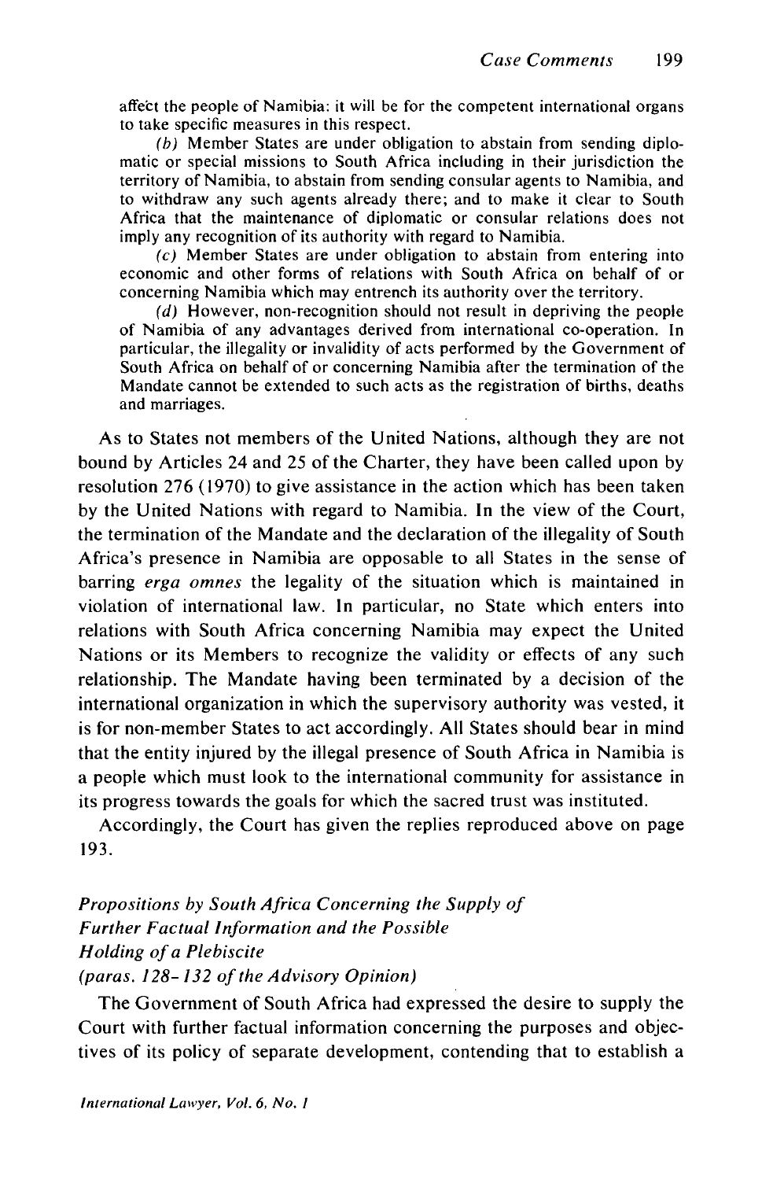affect the people of Namibia: it will be for the competent international organs to take specific measures in this respect.

(*b*) Member States are under obligation to abstain from sending diplomatic or special missions to South Africa including in their jurisdiction the territory of Namibia, to abstain from sending consular agents to Namibia, and to withdraw any such agents already there; and to make it clear to South Africa that the maintenance of diplomatic or consular relations does not imply any recognition of its authority with regard to Namibia.

(*c*) Member States are under obligation to abstain from entering into economic and other forms of relations with South Africa on behalf of or concerning Namibia which may entrench its authority over the territory.

(*d*) However, non-recognition should not result in depriving the people of Namibia of any advantages derived from international co-operation. In particular, the illegality or invalidity of acts performed by the Government of South Africa on behalf of or concerning Namibia after the termination of the Mandate cannot be extended to such acts as the registration of births, deaths and marriages.

As to States not members of the United Nations, although they are not bound by Articles 24 and 25 of the Charter, they have been called upon by resolution 276 (1970) to give assistance in the action which has been taken by the United Nations with regard to Namibia. In the view of the Court, the termination of the Mandate and the declaration of the illegality of South Africa's presence in Namibia are opposable to all States in the sense of barring *erga omnes* the legality of the situation which is maintained in violation of international law. In particular, no State which enters into relations with South Africa concerning Namibia may expect the United Nations or its Members to recognize the validity or effects of any such relationship. The Mandate having been terminated by a decision of the international organization in which the supervisory authority was vested, it is for non-member States to act accordingly. All States should bear in mind that the entity injured by the illegal presence of South Africa in Namibia is a people which must look to the international community for assistance in its progress towards the goals for which the sacred trust was instituted.

Accordingly, the Court has given the replies reproduced above on page 193.

*Propositions by South Africa Concerning the Supply of Further Factual Information and the Possible Holding of a Plebiscite (paras. 128-132 of the Advisory Opinion)*

The Government of South Africa had expressed the desire to supply the Court with further factual information concerning the purposes and objectives of its policy of separate development, contending that to establish a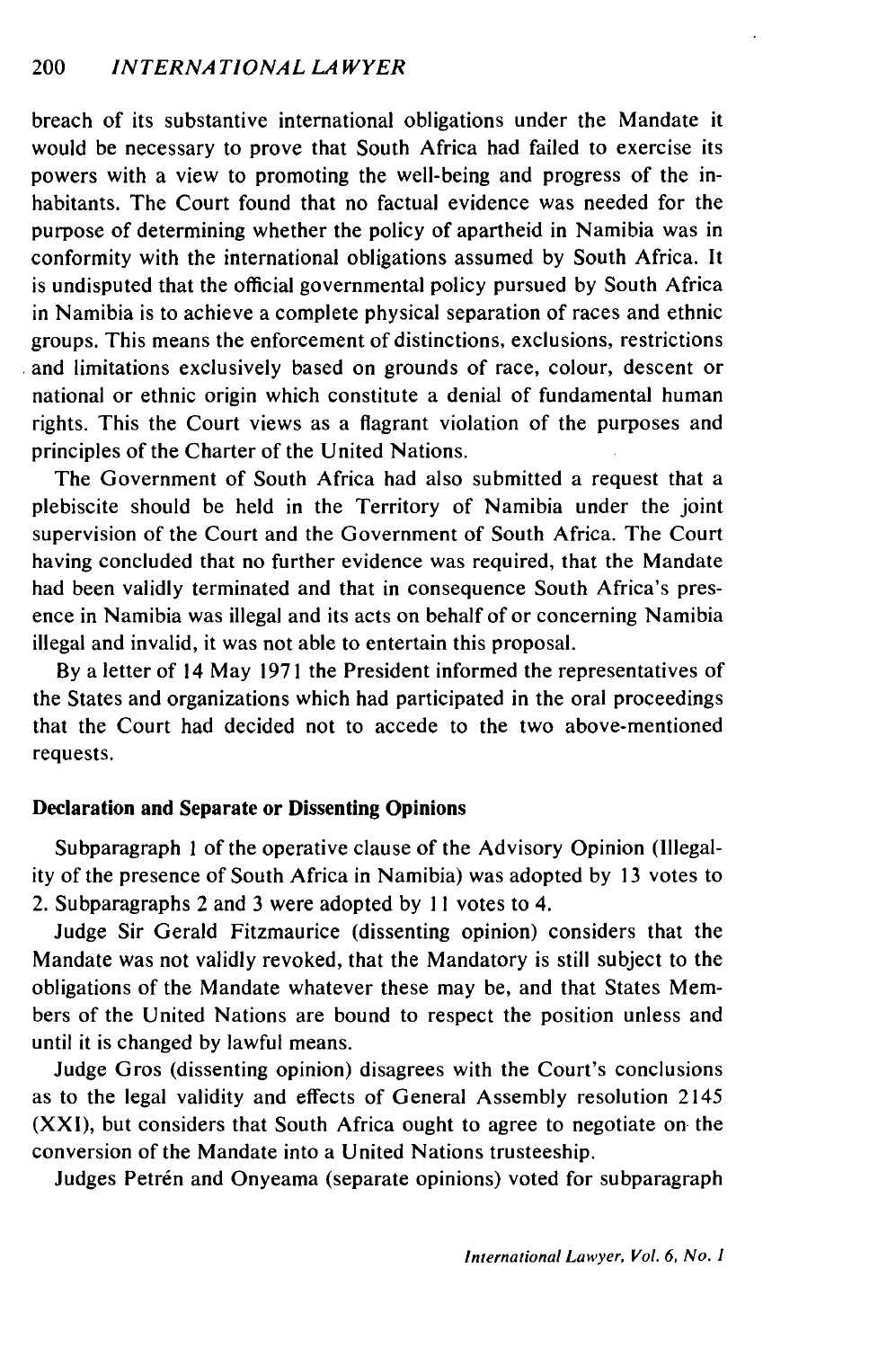breach of its substantive international obligations under the Mandate it would be necessary to prove that South Africa had failed to exercise its powers with a view to promoting the well-being and progress of the inhabitants. The Court found that no factual evidence was needed for the purpose of determining whether the policy of apartheid in Namibia was in conformity with the international obligations assumed by South Africa. It is undisputed that the official governmental policy pursued by South Africa in Namibia is to achieve a complete physical separation of races and ethnic groups. This means the enforcement of distinctions, exclusions, restrictions and limitations exclusively based on grounds of race, colour, descent or national or ethnic origin which constitute a denial of fundamental human rights. This the Court views as a flagrant violation of the purposes and principles of the Charter of the United Nations.

The Government of South Africa had also submitted a request that a plebiscite should be held in the Territory of Namibia under the joint supervision of the Court and the Government of South Africa. The Court having concluded that no further evidence was required, that the Mandate had been validly terminated and that in consequence South Africa's presence in Namibia was illegal and its acts on behalf of or concerning Namibia illegal and invalid, it was not able to entertain this proposal.

By a letter of 14 May 1971 the President informed the representatives of the States and organizations which had participated in the oral proceedings that the Court had decided not to accede to the two above-mentioned requests.

**Declaration and Separate or Dissenting Opinions**

Subparagraph 1 of the operative clause of the Advisory Opinion (Illegality of the presence of South Africa in Namibia) was adopted by 13 votes to 2. Subparagraphs 2 and 3 were adopted by 11 votes to 4.

Judge Sir Gerald Fitzmaurice (dissenting opinion) considers that the Mandate was not validly revoked, that the Mandatory is still subject to the obligations of the Mandate whatever these may be, and that States Members of the United Nations are bound to respect the position unless and until it is changed by lawful means.

Judge Gros (dissenting opinion) disagrees with the Court's conclusions as to the legal validity and effects of General Assembly resolution 2145 (XXI), but considers that South Africa ought to agree to negotiate on the conversion of the Mandate into a United Nations trusteeship.

Judges Petrén and Onyeama (separate opinions) voted for subparagraph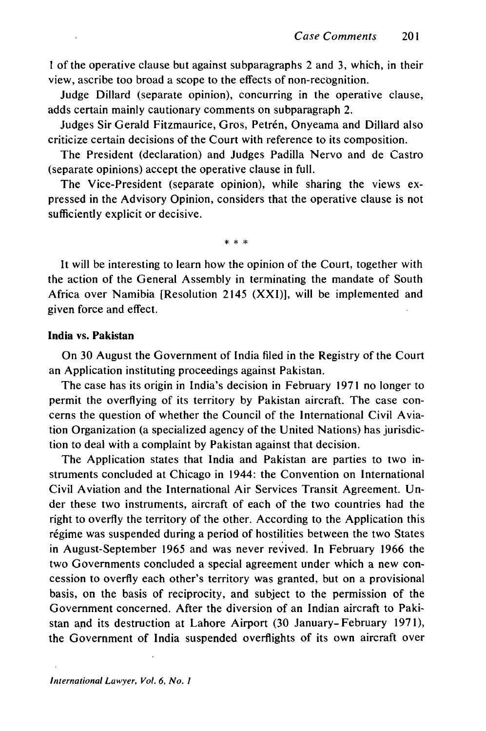1 of the operative clause but against subparagraphs 2 and 3, which, in their view, ascribe too broad a scope to the effects of non-recognition.

Judge Dillard (separate opinion), concurring in the operative clause, adds certain mainly cautionary comments on subparagraph 2.

Judges Sir Gerald Fitzmaurice, Gros, Petrén, Onyeama and Dillard also criticize certain decisions of the Court with reference to its composition.

The President (declaration) and Judges Padilla Nervo and de Castro (separate opinions) accept the operative clause in full.

The Vice-President (separate opinion), while sharing the views expressed in the Advisory Opinion, considers that the operative clause is not sufficiently explicit or decisive.

\* \* \*

It will be interesting to learn how the opinion of the Court, together with the action of the General Assembly in terminating the mandate of South Africa over Namibia [Resolution 2145 (XXI)], will be implemented and given force and effect.

**India vs. Pakistan**

On 30 August the Government of India filed in the Registry of the Court an Application instituting proceedings against Pakistan.

The case has its origin in India's decision in February 1971 no longer to permit the overflying of its territory by Pakistan aircraft. The case concerns the question of whether the Council of the International Civil Aviation Organization (a specialized agency of the United Nations) has jurisdiction to deal with a complaint by Pakistan against that decision.

The Application states that India and Pakistan are parties to two instruments concluded at Chicago in 1944: the Convention on International Civil Aviation and the International Air Services Transit Agreement. Under these two instruments, aircraft of each of the two countries had the right to overfly the territory of the other. According to the Application this régime was suspended during a period of hostilities between the two States in August-September 1965 and was never revived. In February 1966 the two Governments concluded a special agreement under which a new concession to overfly each other's territory was granted, but on a provisional basis, on the basis of reciprocity, and subject to the permission of the Government concerned. After the diversion of an Indian aircraft to Pakistan and its destruction at Lahore Airport (30 January-February 1971), the Government of India suspended overflights of its own aircraft over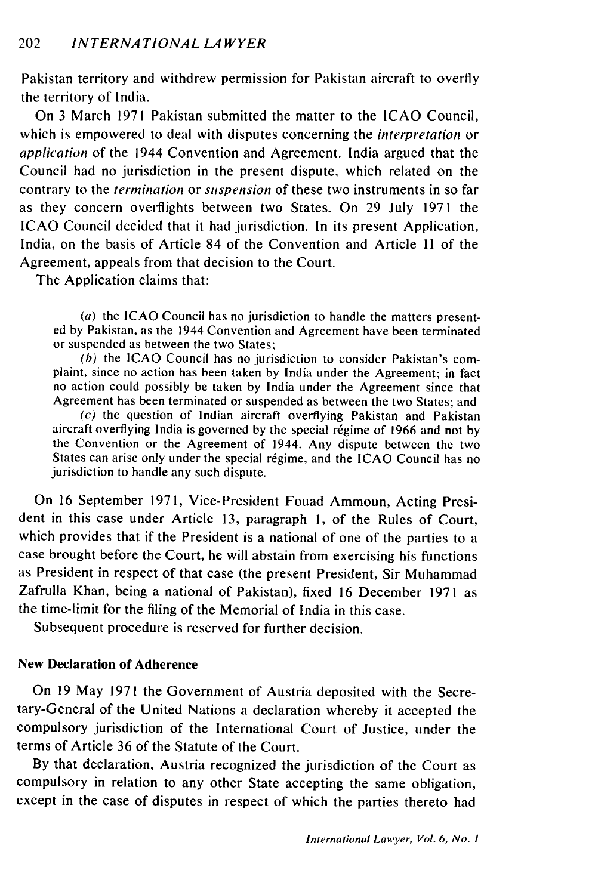Pakistan territory and withdrew permission for Pakistan aircraft to overfly the territory of India.

On 3 March 1971 Pakistan submitted the matter to the ICAO Council, which is empowered to deal with disputes concerning the *interpretation* or *application* of the 1944 Convention and Agreement. India argued that the Council had no jurisdiction in the present dispute, which related on the contrary to the *termination* or *suspension* of these two instruments in so far as they concern overflights between two States. On 29 July 1971 the ICAO Council decided that it had jurisdiction. In its present Application, India, on the basis of Article 84 of the Convention and Article II of the Agreement, appeals from that decision to the Court.

The Application claims that:

> (*a*) the ICAO Council has no jurisdiction to handle the matters presented by Pakistan, as the 1944 Convention and Agreement have been terminated or suspended as between the two States;
>
> (*b*) the ICAO Council has no jurisdiction to consider Pakistan's complaint, since no action has been taken by India under the Agreement; in fact no action could possibly be taken by India under the Agreement since that Agreement has been terminated or suspended as between the two States; and
>
> (*c*) the question of Indian aircraft overflying Pakistan and Pakistan aircraft overflying India is governed by the special régime of 1966 and not by the Convention or the Agreement of 1944. Any dispute between the two States can arise only under the special régime, and the ICAO Council has no jurisdiction to handle any such dispute.

On 16 September 1971, Vice-President Fouad Ammoun, Acting President in this case under Article 13, paragraph 1, of the Rules of Court, which provides that if the President is a national of one of the parties to a case brought before the Court, he will abstain from exercising his functions as President in respect of that case (the present President, Sir Muhammad Zafrulla Khan, being a national of Pakistan), fixed 16 December 1971 as the time-limit for the filing of the Memorial of India in this case.

Subsequent procedure is reserved for further decision.

### New Declaration of Adherence

On 19 May 1971 the Government of Austria deposited with the Secretary-General of the United Nations a declaration whereby it accepted the compulsory jurisdiction of the International Court of Justice, under the terms of Article 36 of the Statute of the Court.

By that declaration, Austria recognized the jurisdiction of the Court as compulsory in relation to any other State accepting the same obligation, except in the case of disputes in respect of which the parties thereto had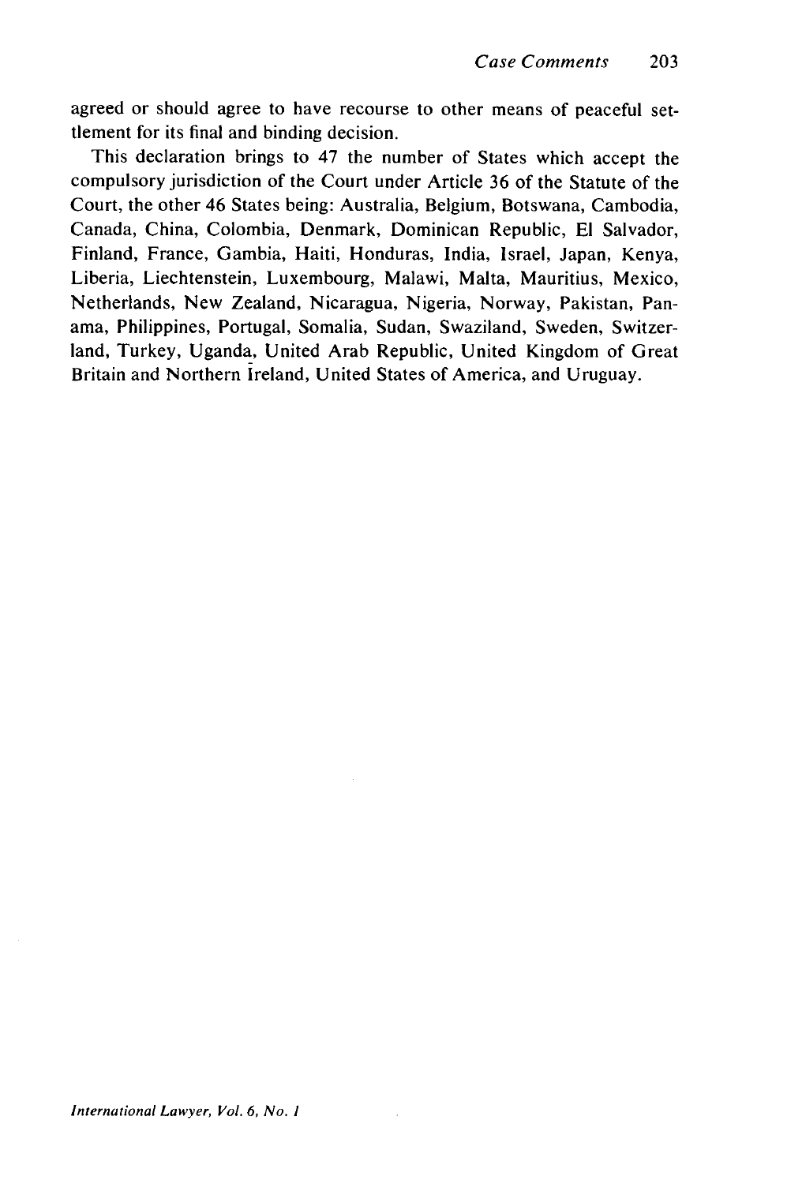agreed or should agree to have recourse to other means of peaceful settlement for its final and binding decision.

This declaration brings to 47 the number of States which accept the compulsory jurisdiction of the Court under Article 36 of the Statute of the Court, the other 46 States being: Australia, Belgium, Botswana, Cambodia, Canada, China, Colombia, Denmark, Dominican Republic, El Salvador, Finland, France, Gambia, Haiti, Honduras, India, Israel, Japan, Kenya, Liberia, Liechtenstein, Luxembourg, Malawi, Malta, Mauritius, Mexico, Netherlands, New Zealand, Nicaragua, Nigeria, Norway, Pakistan, Panama, Philippines, Portugal, Somalia, Sudan, Swaziland, Sweden, Switzerland, Turkey, Uganda, United Arab Republic, United Kingdom of Great Britain and Northern Ireland, United States of America, and Uruguay.